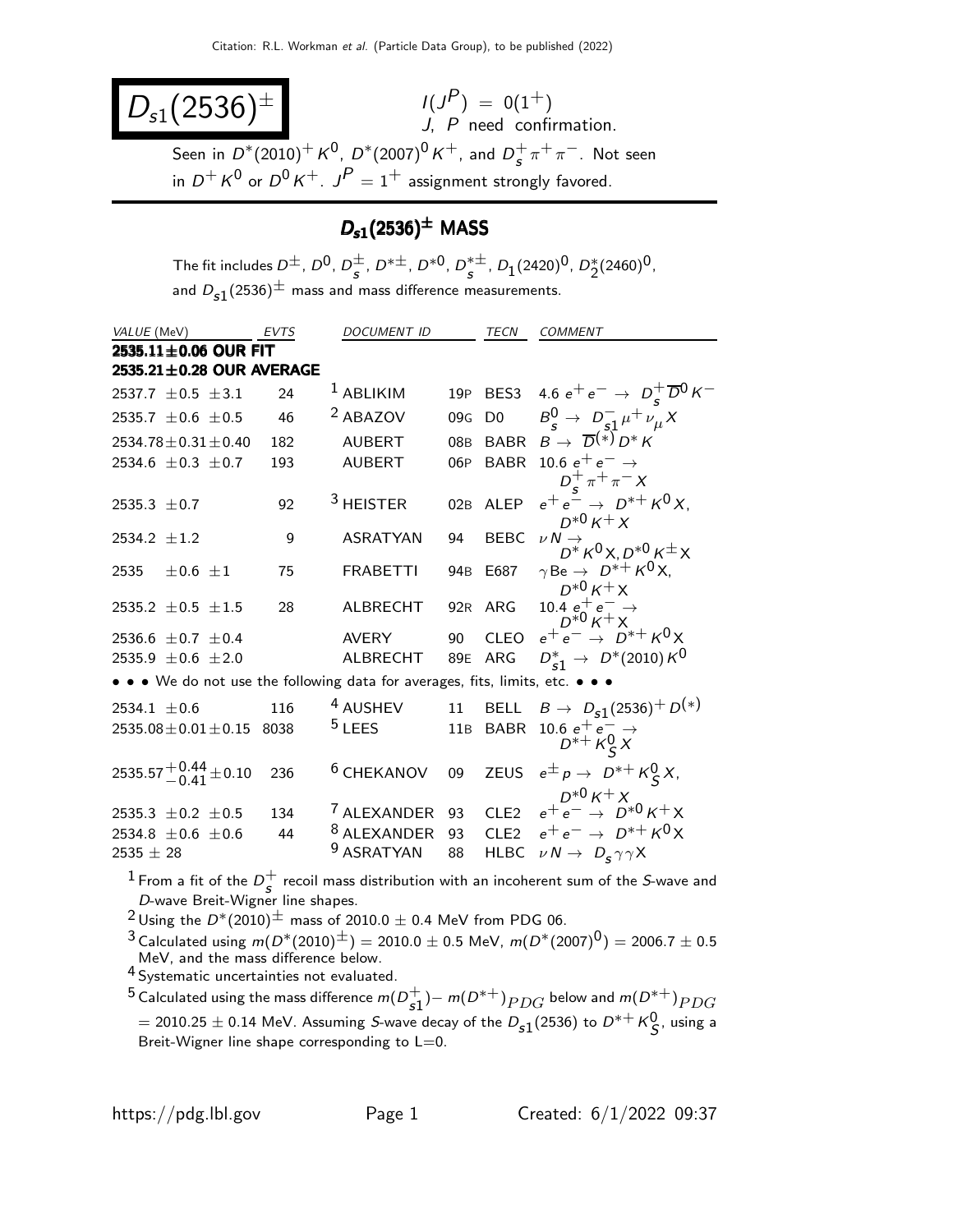# $D_{s1}(2536)^{\pm}$

$I(J^P) = 0(1^+)$
$J$, $P$ need confirmation.

Seen in $D^*(2010)^+ K^0$, $D^*(2007)^0 K^+$, and $D_s^+ \pi^+ \pi^-$. Not seen in $D^+ K^0$ or $D^0 K^+$. $J^P = 1^+$ assignment strongly favored.

## $D_{s1}(2536)^{\pm}$ MASS

The fit includes $D^{\pm}$, $D^0$, $D_s^{\pm}$, $D^{*\pm}$, $D^{*0}$, $D_s^{*\pm}$, $D_1(2420)^0$, $D_2^*(2460)^0$, and $D_{s1}(2536)^{\pm}$ mass and mass difference measurements.

| VALUE (MeV) | EVTS | DOCUMENT ID | | TECN | COMMENT |
|---|---|---|---|---|---|
| **2535.11±0.06 OUR FIT** | | | | | |
| **2535.21±0.28 OUR AVERAGE** | | | | | |
| 2537.7 ±0.5 ±3.1 | 24 | [1] ABLIKIM | 19P | BES3 | 4.6 $e^+e^- \to D_s^+ \overline{D}{}^0 K^-$ |
| 2535.7 ±0.6 ±0.5 | 46 | [2] ABAZOV | 09G | D0 | $B_s^0 \to D_{s1}^- \mu^+ \nu_\mu X$ |
| 2534.78±0.31±0.40 | 182 | AUBERT | 08B | BABR | $B \to \overline{D}{}^{(*)} D^* K$ |
| 2534.6 ±0.3 ±0.7 | 193 | AUBERT | 06P | BABR | 10.6 $e^+e^- \to D_s^+ \pi^+ \pi^- X$ |
| 2535.3 ±0.7 | 92 | [3] HEISTER | 02B | ALEP | $e^+e^- \to D^{*+} K^0 X$, $D^{*0} K^+ X$ |
| 2534.2 ±1.2 | 9 | ASRATYAN | 94 | BEBC | $\nu N \to D^* K^0 X, D^{*0} K^{\pm} X$ |
| 2535 ±0.6 ±1 | 75 | FRABETTI | 94B | E687 | $\gamma \mathrm{Be} \to D^{*+} K^0 X$, $D^{*0} K^+ X$ |
| 2535.2 ±0.5 ±1.5 | 28 | ALBRECHT | 92R | ARG | 10.4 $e^+e^- \to D^{*0} K^+ X$ |
| 2536.6 ±0.7 ±0.4 | | AVERY | 90 | CLEO | $e^+e^- \to D^{*+} K^0 X$ |
| 2535.9 ±0.6 ±2.0 | | ALBRECHT | 89E | ARG | $D_{s1}^* \to D^*(2010) K^0$ |
| • • • We do not use the following data for averages, fits, limits, etc. • • • | | | | | |
| 2534.1 ±0.6 | 116 | [4] AUSHEV | 11 | BELL | $B \to D_{s1}(2536)^+ D^{(*)}$ |
| 2535.08±0.01±0.15 | 8038 | [5] LEES | 11B | BABR | 10.6 $e^+e^- \to D^{*+} K_S^0 X$ |
| $2535.57^{+0.44}_{-0.41}$±0.10 | 236 | [6] CHEKANOV | 09 | ZEUS | $e^{\pm} p \to D^{*+} K_S^0 X$, $D^{*0} K^+ X$ |
| 2535.3 ±0.2 ±0.5 | 134 | [7] ALEXANDER | 93 | CLE2 | $e^+e^- \to D^{*0} K^+ X$ |
| 2534.8 ±0.6 ±0.6 | 44 | [8] ALEXANDER | 93 | CLE2 | $e^+e^- \to D^{*+} K^0 X$ |
| 2535 ± 28 | | [9] ASRATYAN | 88 | HLBC | $\nu N \to D_s \gamma \gamma X$ |

[1] From a fit of the $D_s^+$ recoil mass distribution with an incoherent sum of the $S$-wave and $D$-wave Breit-Wigner line shapes.

[2] Using the $D^*(2010)^{\pm}$ mass of 2010.0 ± 0.4 MeV from PDG 06.

[3] Calculated using $m(D^*(2010)^{\pm}) = 2010.0 \pm 0.5$ MeV, $m(D^*(2007)^0) = 2006.7 \pm 0.5$ MeV, and the mass difference below.

[4] Systematic uncertainties not evaluated.

[5] Calculated using the mass difference $m(D_{s1}^+) - m(D^{*+})_{PDG}$ below and $m(D^{*+})_{PDG} = 2010.25 \pm 0.14$ MeV. Assuming $S$-wave decay of the $D_{s1}(2536)$ to $D^{*+} K_S^0$, using a Breit-Wigner line shape corresponding to L=0.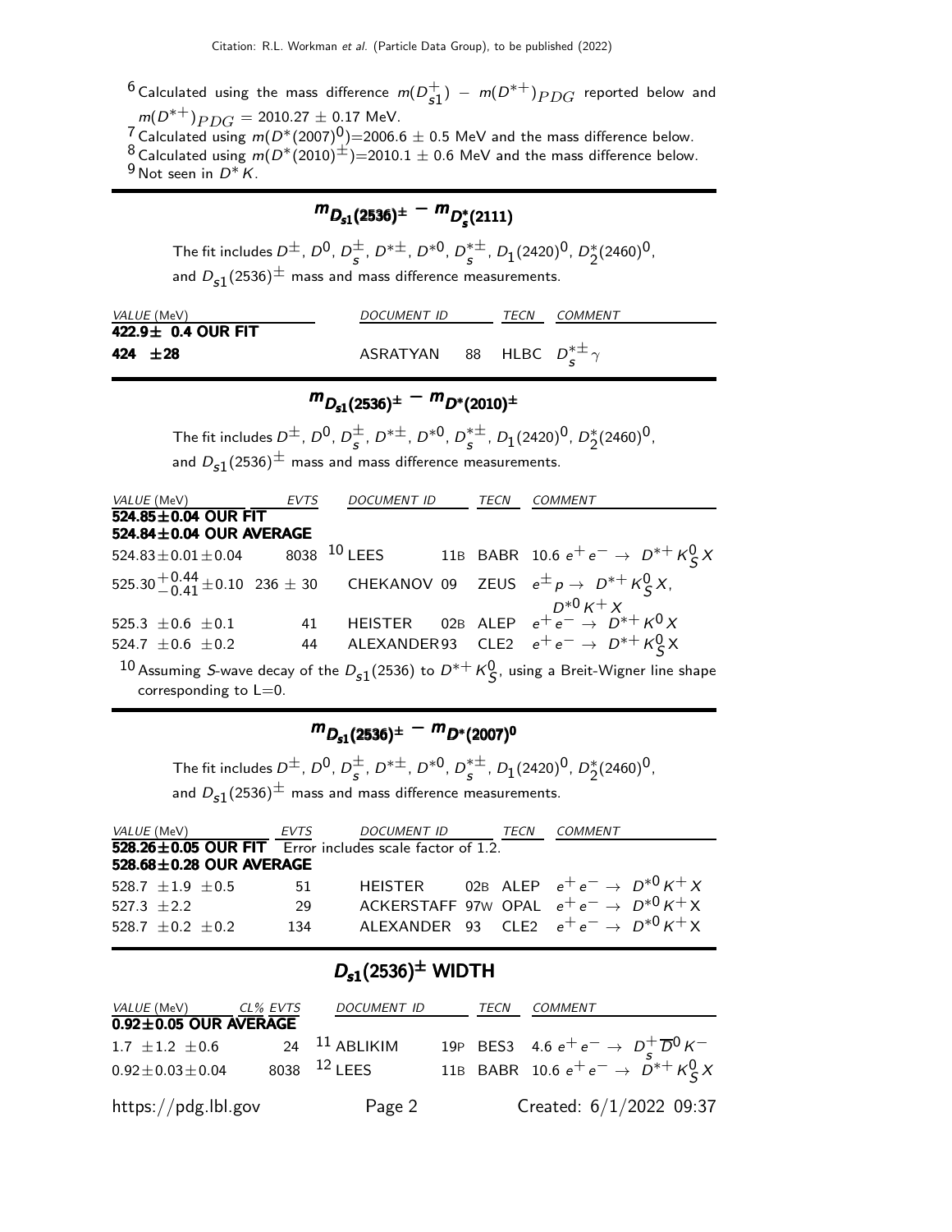[6] Calculated using the mass difference $m(D_{s1}^+) - m(D^{*+})_{PDG}$ reported below and $m(D^{*+})_{PDG} = 2010.27 \pm 0.17$ MeV.
[7] Calculated using $m(D^*(2007)^0)$=2006.6 $\pm$ 0.5 MeV and the mass difference below.
[8] Calculated using $m(D^*(2010)^\pm)$=2010.1 $\pm$ 0.6 MeV and the mass difference below.
[9] Not seen in $D^* K$.

## $m_{D_{s1}(2536)^\pm} - m_{D_s^*(2111)}$

The fit includes $D^\pm$, $D^0$, $D_s^\pm$, $D^{*\pm}$, $D^{*0}$, $D_s^{*\pm}$, $D_1(2420)^0$, $D_2^*(2460)^0$, and $D_{s1}(2536)^\pm$ mass and mass difference measurements.

| VALUE (MeV) | DOCUMENT ID | | TECN | COMMENT |
|---|---|---|---|---|
| **422.9$\pm$ 0.4 OUR FIT** | | | | |
| **424 $\pm$28** | ASRATYAN | 88 | HLBC | $D_s^{*\pm}\gamma$ |

## $m_{D_{s1}(2536)^\pm} - m_{D^*(2010)^\pm}$

The fit includes $D^\pm$, $D^0$, $D_s^\pm$, $D^{*\pm}$, $D^{*0}$, $D_s^{*\pm}$, $D_1(2420)^0$, $D_2^*(2460)^0$, and $D_{s1}(2536)^\pm$ mass and mass difference measurements.

| VALUE (MeV) | EVTS | DOCUMENT ID | | TECN | COMMENT |
|---|---|---|---|---|---|
| **524.85$\pm$0.04 OUR FIT** | | | | | |
| **524.84$\pm$0.04 OUR AVERAGE** | | | | | |
| 524.83$\pm$0.01$\pm$0.04 | 8038 | [10] LEES | 11B | BABR | 10.6 $e^+e^- \to D^{*+}K_S^0 X$ |
| $525.30^{+0.44}_{-0.41}\pm0.10$ | 236 $\pm$ 30 | CHEKANOV | 09 | ZEUS | $e^\pm p \to D^{*+}K_S^0 X$, $D^{*0}K^+X$ |
| 525.3 $\pm$0.6 $\pm$0.1 | 41 | HEISTER | 02B | ALEP | $e^+e^- \to D^{*+}K^0 X$ |
| 524.7 $\pm$0.6 $\pm$0.2 | 44 | ALEXANDER | 93 | CLE2 | $e^+e^- \to D^{*+}K_S^0 X$ |

[10] Assuming S-wave decay of the $D_{s1}(2536)$ to $D^{*+}K_S^0$, using a Breit-Wigner line shape corresponding to L=0.

## $m_{D_{s1}(2536)^\pm} - m_{D^*(2007)^0}$

The fit includes $D^\pm$, $D^0$, $D_s^\pm$, $D^{*\pm}$, $D^{*0}$, $D_s^{*\pm}$, $D_1(2420)^0$, $D_2^*(2460)^0$, and $D_{s1}(2536)^\pm$ mass and mass difference measurements.

| VALUE (MeV) | EVTS | DOCUMENT ID | | TECN | COMMENT |
|---|---|---|---|---|---|
| **528.26$\pm$0.05 OUR FIT** Error includes scale factor of 1.2. | | | | | |
| **528.68$\pm$0.28 OUR AVERAGE** | | | | | |
| 528.7 $\pm$1.9 $\pm$0.5 | 51 | HEISTER | 02B | ALEP | $e^+e^- \to D^{*0}K^+X$ |
| 527.3 $\pm$2.2 | 29 | ACKERSTAFF | 97W | OPAL | $e^+e^- \to D^{*0}K^+X$ |
| 528.7 $\pm$0.2 $\pm$0.2 | 134 | ALEXANDER | 93 | CLE2 | $e^+e^- \to D^{*0}K^+X$ |

## $D_{s1}(2536)^\pm$ WIDTH

| VALUE (MeV) | CL% | EVTS | DOCUMENT ID | | TECN | COMMENT |
|---|---|---|---|---|---|---|
| **0.92$\pm$0.05 OUR AVERAGE** | | | | | | |
| 1.7 $\pm$1.2 $\pm$0.6 | | 24 | [11] ABLIKIM | 19P | BES3 | 4.6 $e^+e^- \to D_s^+\overline{D}^0K^-$ |
| 0.92$\pm$0.03$\pm$0.04 | | 8038 | [12] LEES | 11B | BABR | 10.6 $e^+e^- \to D^{*+}K_S^0 X$ |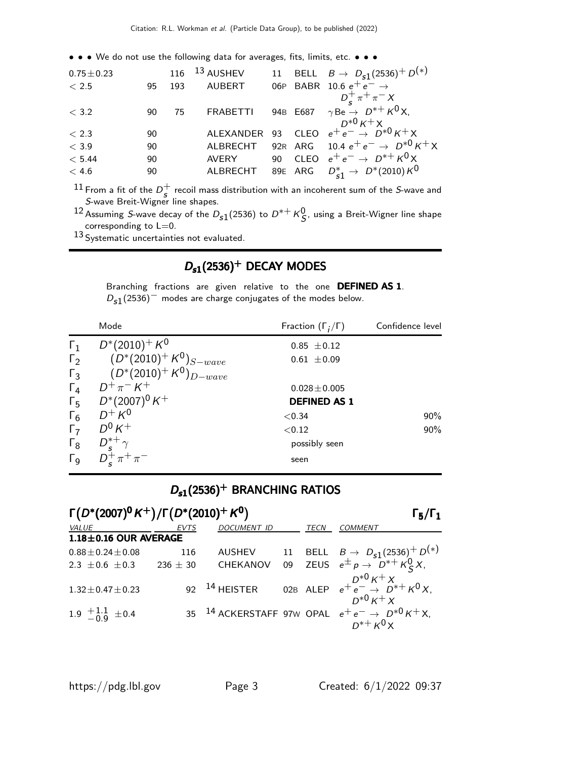• • • We do not use the following data for averages, fits, limits, etc. • • •

| VALUE | CL% | EVTS | DOCUMENT ID | | TECN | COMMENT |
|---|---|---|---|---|---|---|
| $0.75 \pm 0.23$ | | 116 | [13] AUSHEV | 11 | BELL | $B \rightarrow D_{s1}(2536)^+ D^{(*)}$ |
| $< 2.5$ | 95 | 193 | AUBERT | 06P | BABR | $10.6\ e^+ e^- \rightarrow D_s^+ \pi^+ \pi^- X$ |
| $< 3.2$ | 90 | 75 | FRABETTI | 94B | E687 | $\gamma \text{Be} \rightarrow D^{*+} K^0 X$, $D^{*0} K^+ X$ |
| $< 2.3$ | 90 | | ALEXANDER | 93 | CLEO | $e^+ e^- \rightarrow D^{*0} K^+ X$ |
| $< 3.9$ | 90 | | ALBRECHT | 92R | ARG | $10.4\ e^+ e^- \rightarrow D^{*0} K^+ X$ |
| $< 5.44$ | 90 | | AVERY | 90 | CLEO | $e^+ e^- \rightarrow D^{*+} K^0 X$ |
| $< 4.6$ | 90 | | ALBRECHT | 89E | ARG | $D_{s1}^* \rightarrow D^*(2010) K^0$ |

[11] From a fit of the $D_s^+$ recoil mass distribution with an incoherent sum of the S-wave and S-wave Breit-Wigner line shapes.

[12] Assuming S-wave decay of the $D_{s1}(2536)$ to $D^{*+} K_S^0$, using a Breit-Wigner line shape corresponding to L=0.

[13] Systematic uncertainties not evaluated.

## $D_{s1}(2536)^+$ DECAY MODES

Branching fractions are given relative to the one **DEFINED AS 1**. $D_{s1}(2536)^-$ modes are charge conjugates of the modes below.

| | Mode | Fraction ($\Gamma_i/\Gamma$) | Confidence level |
|---|---|---|---|
| $\Gamma_1$ | $D^*(2010)^+ K^0$ | $0.85 \pm 0.12$ | |
| $\Gamma_2$ | $(D^*(2010)^+ K^0)_{S-wave}$ | $0.61 \pm 0.09$ | |
| $\Gamma_3$ | $(D^*(2010)^+ K^0)_{D-wave}$ | | |
| $\Gamma_4$ | $D^+ \pi^- K^+$ | $0.028 \pm 0.005$ | |
| $\Gamma_5$ | $D^*(2007)^0 K^+$ | **DEFINED AS 1** | |
| $\Gamma_6$ | $D^+ K^0$ | $<0.34$ | 90% |
| $\Gamma_7$ | $D^0 K^+$ | $<0.12$ | 90% |
| $\Gamma_8$ | $D_s^{*+} \gamma$ | possibly seen | |
| $\Gamma_9$ | $D_s^+ \pi^+ \pi^-$ | seen | |

## $D_{s1}(2536)^+$ BRANCHING RATIOS

### $\Gamma(D^*(2007)^0 K^+)/\Gamma(D^*(2010)^+ K^0)$ — $\Gamma_5/\Gamma_1$

| VALUE | EVTS | DOCUMENT ID | | TECN | COMMENT |
|---|---|---|---|---|---|
| **1.18±0.16 OUR AVERAGE** | | | | | |
| $0.88 \pm 0.24 \pm 0.08$ | 116 | AUSHEV | 11 | BELL | $B \rightarrow D_{s1}(2536)^+ D^{(*)}$ |
| $2.3 \pm 0.6 \pm 0.3$ | $236 \pm 30$ | CHEKANOV | 09 | ZEUS | $e^{\pm} p \rightarrow D^{*+} K_S^0 X$, $D^{*0} K^+ X$ |
| $1.32 \pm 0.47 \pm 0.23$ | 92 | [14] HEISTER | 02B | ALEP | $e^+ e^- \rightarrow D^{*+} K^0 X$, $D^{*0} K^+ X$ |
| $1.9\ ^{+1.1}_{-0.9} \pm 0.4$ | 35 | [14] ACKERSTAFF | 97W | OPAL | $e^+ e^- \rightarrow D^{*0} K^+ X$, $D^{*+} K^0 X$ |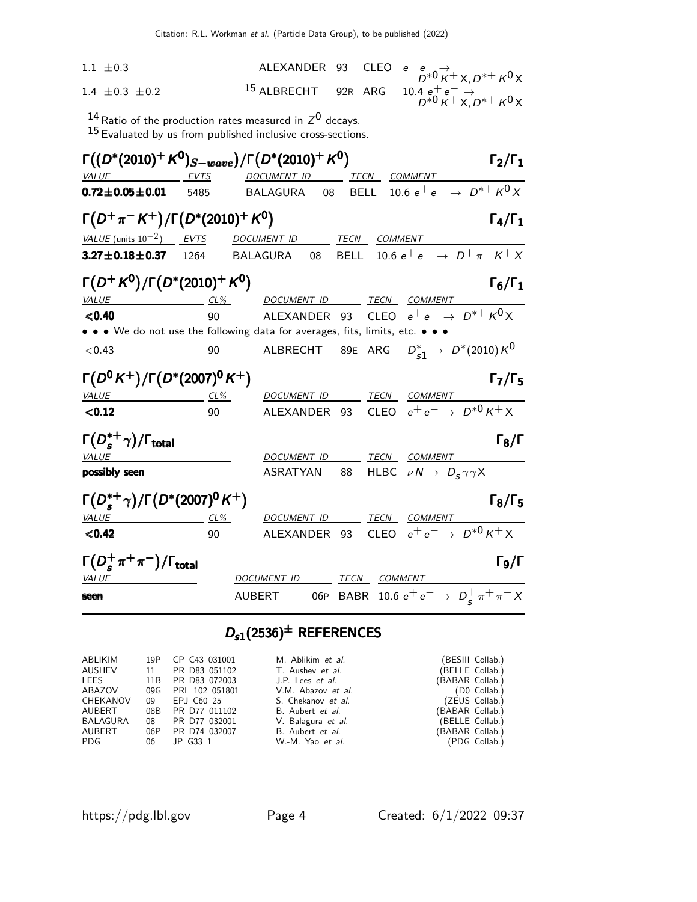| | | | | |
|---|---|---|---|---|
| 1.1 ±0.3 | ALEXANDER | 93 | CLEO | $e^+e^- \to D^{*0}K^+X, D^{*+}K^0X$ |
| 1.4 ±0.3 ±0.2 | [15] ALBRECHT | 92R | ARG | $10.4\ e^+e^- \to D^{*0}K^+X, D^{*+}K^0X$ |

[14] Ratio of the production rates measured in $Z^0$ decays.

[15] Evaluated by us from published inclusive cross-sections.

### $\Gamma((D^*(2010)^+K^0)_{S-wave})/\Gamma(D^*(2010)^+K^0)$ — $\Gamma_2/\Gamma_1$

| VALUE | EVTS | DOCUMENT ID | | TECN | COMMENT |
|---|---|---|---|---|---|
| **0.72±0.05±0.01** | 5485 | BALAGURA | 08 | BELL | $10.6\ e^+e^- \to D^{*+}K^0X$ |

### $\Gamma(D^+\pi^-K^+)/\Gamma(D^*(2010)^+K^0)$ — $\Gamma_4/\Gamma_1$

| VALUE (units $10^{-2}$) | EVTS | DOCUMENT ID | | TECN | COMMENT |
|---|---|---|---|---|---|
| **3.27±0.18±0.37** | 1264 | BALAGURA | 08 | BELL | $10.6\ e^+e^- \to D^+\pi^-K^+X$ |

### $\Gamma(D^+K^0)/\Gamma(D^*(2010)^+K^0)$ — $\Gamma_6/\Gamma_1$

| VALUE | CL% | DOCUMENT ID | | TECN | COMMENT |
|---|---|---|---|---|---|
| **<0.40** | 90 | ALEXANDER | 93 | CLEO | $e^+e^- \to D^{*+}K^0X$ |
| • • • We do not use the following data for averages, fits, limits, etc. • • • | | | | | |
| <0.43 | 90 | ALBRECHT | 89E | ARG | $D^*_{s1} \to D^*(2010)K^0$ |

### $\Gamma(D^0K^+)/\Gamma(D^*(2007)^0K^+)$ — $\Gamma_7/\Gamma_5$

| VALUE | CL% | DOCUMENT ID | | TECN | COMMENT |
|---|---|---|---|---|---|
| **<0.12** | 90 | ALEXANDER | 93 | CLEO | $e^+e^- \to D^{*0}K^+X$ |

### $\Gamma(D_s^{*+}\gamma)/\Gamma_{total}$ — $\Gamma_8/\Gamma$

| VALUE | DOCUMENT ID | | TECN | COMMENT |
|---|---|---|---|---|
| **possibly seen** | ASRATYAN | 88 | HLBC | $\nu N \to D_s\gamma\gamma X$ |

### $\Gamma(D_s^{*+}\gamma)/\Gamma(D^*(2007)^0K^+)$ — $\Gamma_8/\Gamma_5$

| VALUE | CL% | DOCUMENT ID | | TECN | COMMENT |
|---|---|---|---|---|---|
| **<0.42** | 90 | ALEXANDER | 93 | CLEO | $e^+e^- \to D^{*0}K^+X$ |

### $\Gamma(D_s^+\pi^+\pi^-)/\Gamma_{total}$ — $\Gamma_9/\Gamma$

| VALUE | DOCUMENT ID | | TECN | COMMENT |
|---|---|---|---|---|
| **seen** | AUBERT | 06P | BABR | $10.6\ e^+e^- \to D_s^+\pi^+\pi^-X$ |

## $D_{s1}(2536)^\pm$ REFERENCES

| | | | | |
|---|---|---|---|---|
| ABLIKIM | 19P | CP C43 031001 | M. Ablikim *et al.* | (BESIII Collab.) |
| AUSHEV | 11 | PR D83 051102 | T. Aushev *et al.* | (BELLE Collab.) |
| LEES | 11B | PR D83 072003 | J.P. Lees *et al.* | (BABAR Collab.) |
| ABAZOV | 09G | PRL 102 051801 | V.M. Abazov *et al.* | (D0 Collab.) |
| CHEKANOV | 09 | EPJ C60 25 | S. Chekanov *et al.* | (ZEUS Collab.) |
| AUBERT | 08B | PR D77 011102 | B. Aubert *et al.* | (BABAR Collab.) |
| BALAGURA | 08 | PR D77 032001 | V. Balagura *et al.* | (BELLE Collab.) |
| AUBERT | 06P | PR D74 032007 | B. Aubert *et al.* | (BABAR Collab.) |
| PDG | 06 | JP G33 1 | W.-M. Yao *et al.* | (PDG Collab.) |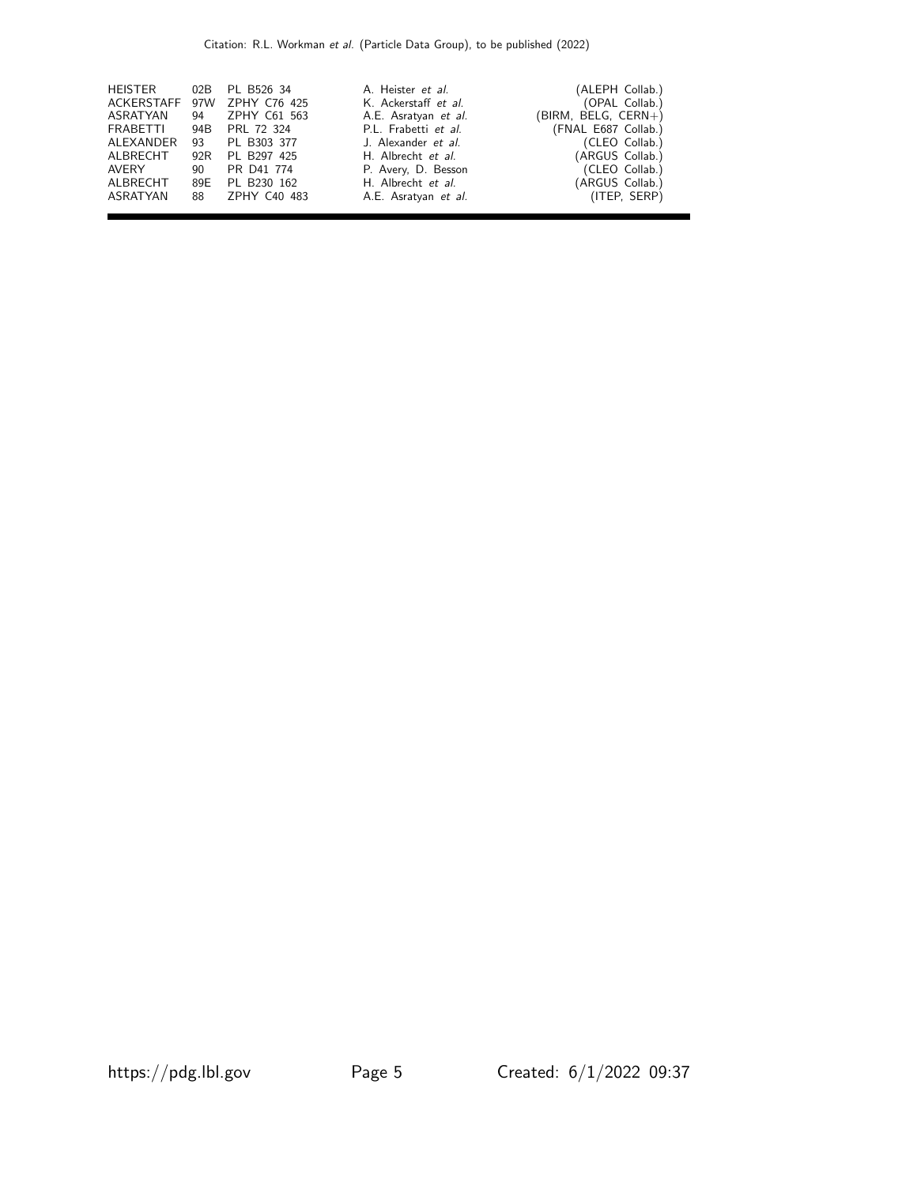| | | | | |
|---|---|---|---|---|
| HEISTER | 02B | PL B526 34 | A. Heister *et al.* | (ALEPH Collab.) |
| ACKERSTAFF | 97W | ZPHY C76 425 | K. Ackerstaff *et al.* | (OPAL Collab.) |
| ASRATYAN | 94 | ZPHY C61 563 | A.E. Asratyan *et al.* | (BIRM, BELG, CERN+) |
| FRABETTI | 94B | PRL 72 324 | P.L. Frabetti *et al.* | (FNAL E687 Collab.) |
| ALEXANDER | 93 | PL B303 377 | J. Alexander *et al.* | (CLEO Collab.) |
| ALBRECHT | 92R | PL B297 425 | H. Albrecht *et al.* | (ARGUS Collab.) |
| AVERY | 90 | PR D41 774 | P. Avery, D. Besson | (CLEO Collab.) |
| ALBRECHT | 89E | PL B230 162 | H. Albrecht *et al.* | (ARGUS Collab.) |
| ASRATYAN | 88 | ZPHY C40 483 | A.E. Asratyan *et al.* | (ITEP, SERP) |